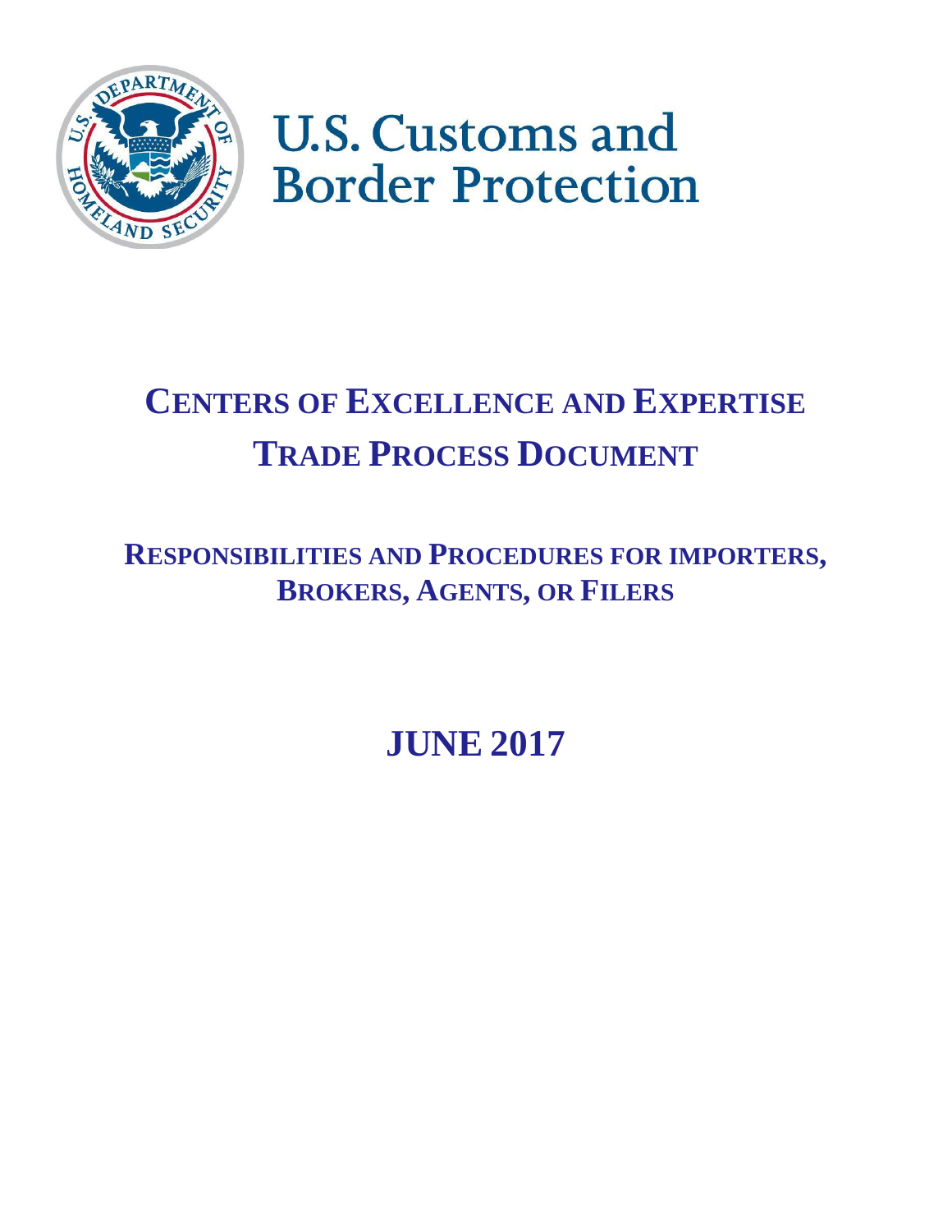U.S. Customs and Border Protection

# CENTERS OF EXCELLENCE AND EXPERTISE TRADE PROCESS DOCUMENT

## RESPONSIBILITIES AND PROCEDURES FOR IMPORTERS, BROKERS, AGENTS, OR FILERS

## JUNE 2017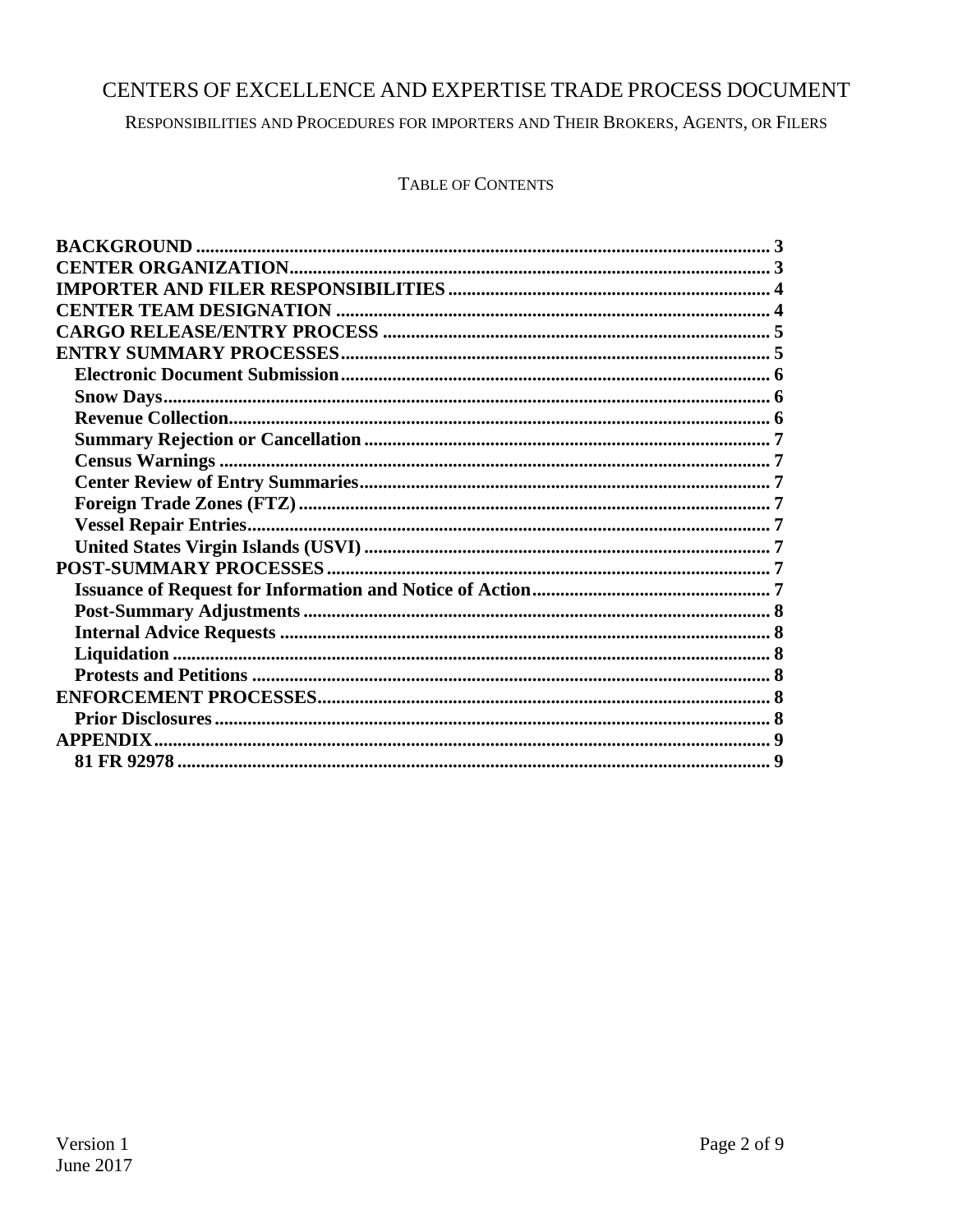# CENTERS OF EXCELLENCE AND EXPERTISE TRADE PROCESS DOCUMENT

RESPONSIBILITIES AND PROCEDURES FOR IMPORTERS AND THEIR BROKERS, AGENTS, OR FILERS

## TABLE OF CONTENTS

**BACKGROUND** ..... 3
**CENTER ORGANIZATION** ..... 3
**IMPORTER AND FILER RESPONSIBILITIES** ..... 4
**CENTER TEAM DESIGNATION** ..... 4
**CARGO RELEASE/ENTRY PROCESS** ..... 5
**ENTRY SUMMARY PROCESSES** ..... 5
- **Electronic Document Submission** ..... 6
- **Snow Days** ..... 6
- **Revenue Collection** ..... 6
- **Summary Rejection or Cancellation** ..... 7
- **Census Warnings** ..... 7
- **Center Review of Entry Summaries** ..... 7
- **Foreign Trade Zones (FTZ)** ..... 7
- **Vessel Repair Entries** ..... 7
- **United States Virgin Islands (USVI)** ..... 7

**POST-SUMMARY PROCESSES** ..... 7
- **Issuance of Request for Information and Notice of Action** ..... 7
- **Post-Summary Adjustments** ..... 8
- **Internal Advice Requests** ..... 8
- **Liquidation** ..... 8
- **Protests and Petitions** ..... 8

**ENFORCEMENT PROCESSES** ..... 8
- **Prior Disclosures** ..... 8

**APPENDIX** ..... 9
- **81 FR 92978** ..... 9

Version 1
June 2017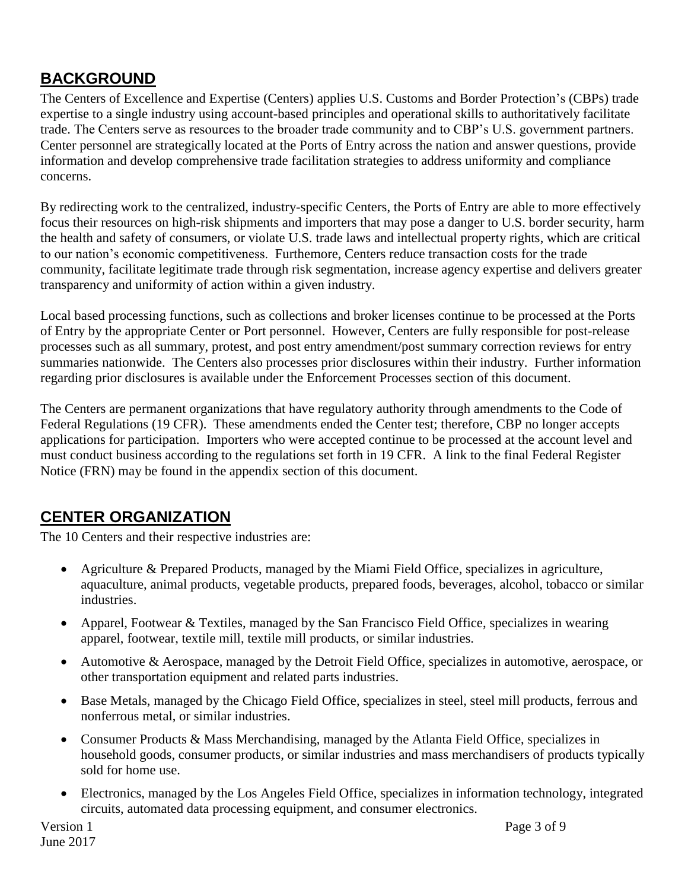## BACKGROUND

The Centers of Excellence and Expertise (Centers) applies U.S. Customs and Border Protection's (CBPs) trade expertise to a single industry using account-based principles and operational skills to authoritatively facilitate trade. The Centers serve as resources to the broader trade community and to CBP's U.S. government partners. Center personnel are strategically located at the Ports of Entry across the nation and answer questions, provide information and develop comprehensive trade facilitation strategies to address uniformity and compliance concerns.

By redirecting work to the centralized, industry-specific Centers, the Ports of Entry are able to more effectively focus their resources on high-risk shipments and importers that may pose a danger to U.S. border security, harm the health and safety of consumers, or violate U.S. trade laws and intellectual property rights, which are critical to our nation's economic competitiveness. Futhermore, Centers reduce transaction costs for the trade community, facilitate legitimate trade through risk segmentation, increase agency expertise and delivers greater transparency and uniformity of action within a given industry.

Local based processing functions, such as collections and broker licenses continue to be processed at the Ports of Entry by the appropriate Center or Port personnel. However, Centers are fully responsible for post-release processes such as all summary, protest, and post entry amendment/post summary correction reviews for entry summaries nationwide. The Centers also processes prior disclosures within their industry. Further information regarding prior disclosures is available under the Enforcement Processes section of this document.

The Centers are permanent organizations that have regulatory authority through amendments to the Code of Federal Regulations (19 CFR). These amendments ended the Center test; therefore, CBP no longer accepts applications for participation. Importers who were accepted continue to be processed at the account level and must conduct business according to the regulations set forth in 19 CFR. A link to the final Federal Register Notice (FRN) may be found in the appendix section of this document.

## CENTER ORGANIZATION

The 10 Centers and their respective industries are:

- Agriculture & Prepared Products, managed by the Miami Field Office, specializes in agriculture, aquaculture, animal products, vegetable products, prepared foods, beverages, alcohol, tobacco or similar industries.
- Apparel, Footwear & Textiles, managed by the San Francisco Field Office, specializes in wearing apparel, footwear, textile mill, textile mill products, or similar industries.
- Automotive & Aerospace, managed by the Detroit Field Office, specializes in automotive, aerospace, or other transportation equipment and related parts industries.
- Base Metals, managed by the Chicago Field Office, specializes in steel, steel mill products, ferrous and nonferrous metal, or similar industries.
- Consumer Products & Mass Merchandising, managed by the Atlanta Field Office, specializes in household goods, consumer products, or similar industries and mass merchandisers of products typically sold for home use.
- Electronics, managed by the Los Angeles Field Office, specializes in information technology, integrated circuits, automated data processing equipment, and consumer electronics.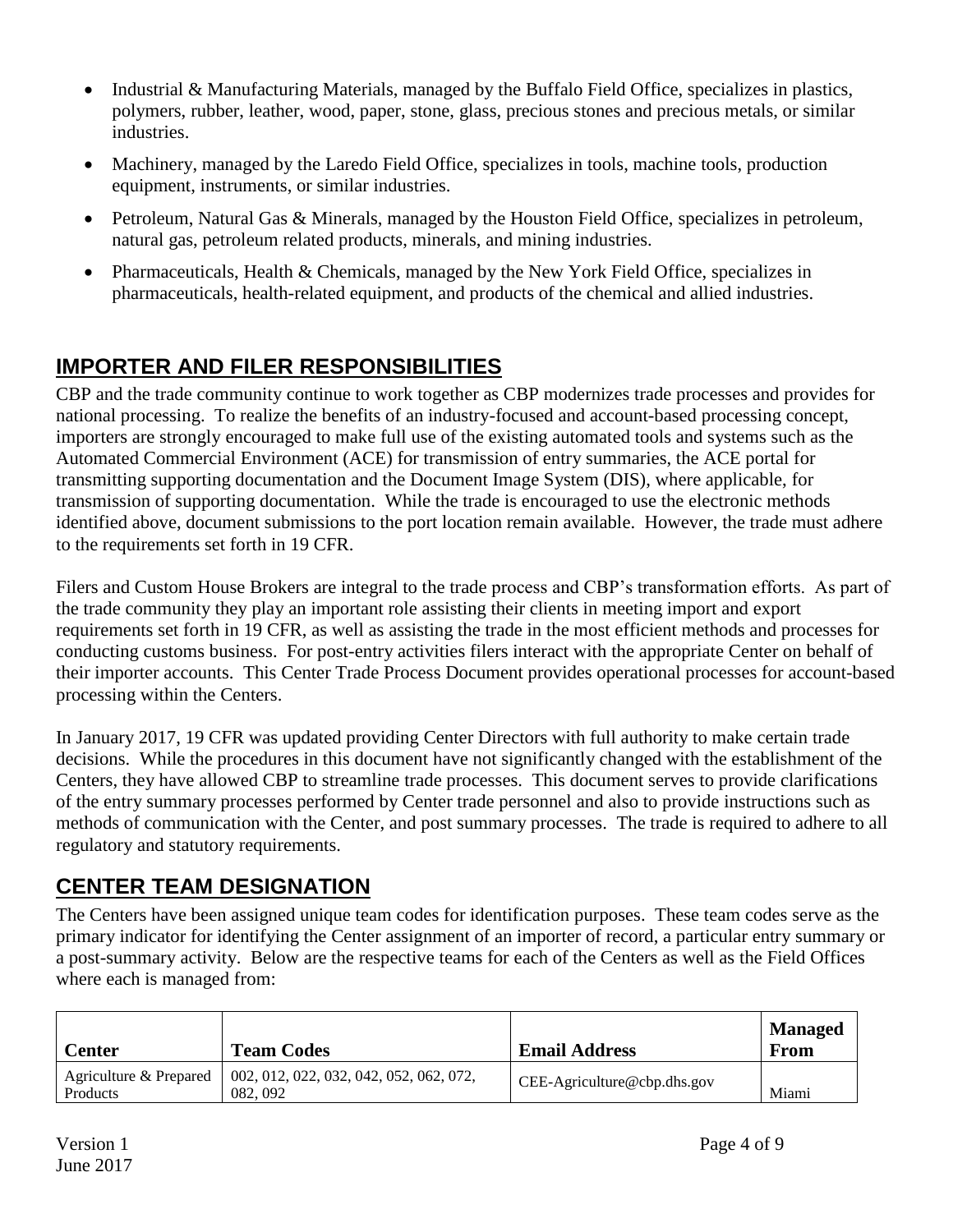- Industrial & Manufacturing Materials, managed by the Buffalo Field Office, specializes in plastics, polymers, rubber, leather, wood, paper, stone, glass, precious stones and precious metals, or similar industries.
- Machinery, managed by the Laredo Field Office, specializes in tools, machine tools, production equipment, instruments, or similar industries.
- Petroleum, Natural Gas & Minerals, managed by the Houston Field Office, specializes in petroleum, natural gas, petroleum related products, minerals, and mining industries.
- Pharmaceuticals, Health & Chemicals, managed by the New York Field Office, specializes in pharmaceuticals, health-related equipment, and products of the chemical and allied industries.

## IMPORTER AND FILER RESPONSIBILITIES

CBP and the trade community continue to work together as CBP modernizes trade processes and provides for national processing. To realize the benefits of an industry-focused and account-based processing concept, importers are strongly encouraged to make full use of the existing automated tools and systems such as the Automated Commercial Environment (ACE) for transmission of entry summaries, the ACE portal for transmitting supporting documentation and the Document Image System (DIS), where applicable, for transmission of supporting documentation. While the trade is encouraged to use the electronic methods identified above, document submissions to the port location remain available. However, the trade must adhere to the requirements set forth in 19 CFR.

Filers and Custom House Brokers are integral to the trade process and CBP's transformation efforts. As part of the trade community they play an important role assisting their clients in meeting import and export requirements set forth in 19 CFR, as well as assisting the trade in the most efficient methods and processes for conducting customs business. For post-entry activities filers interact with the appropriate Center on behalf of their importer accounts. This Center Trade Process Document provides operational processes for account-based processing within the Centers.

In January 2017, 19 CFR was updated providing Center Directors with full authority to make certain trade decisions. While the procedures in this document have not significantly changed with the establishment of the Centers, they have allowed CBP to streamline trade processes. This document serves to provide clarifications of the entry summary processes performed by Center trade personnel and also to provide instructions such as methods of communication with the Center, and post summary processes. The trade is required to adhere to all regulatory and statutory requirements.

## CENTER TEAM DESIGNATION

The Centers have been assigned unique team codes for identification purposes. These team codes serve as the primary indicator for identifying the Center assignment of an importer of record, a particular entry summary or a post-summary activity. Below are the respective teams for each of the Centers as well as the Field Offices where each is managed from:

| Center | Team Codes | Email Address | Managed From |
|---|---|---|---|
| Agriculture & Prepared Products | 002, 012, 022, 032, 042, 052, 062, 072, 082, 092 | CEE-Agriculture@cbp.dhs.gov | Miami |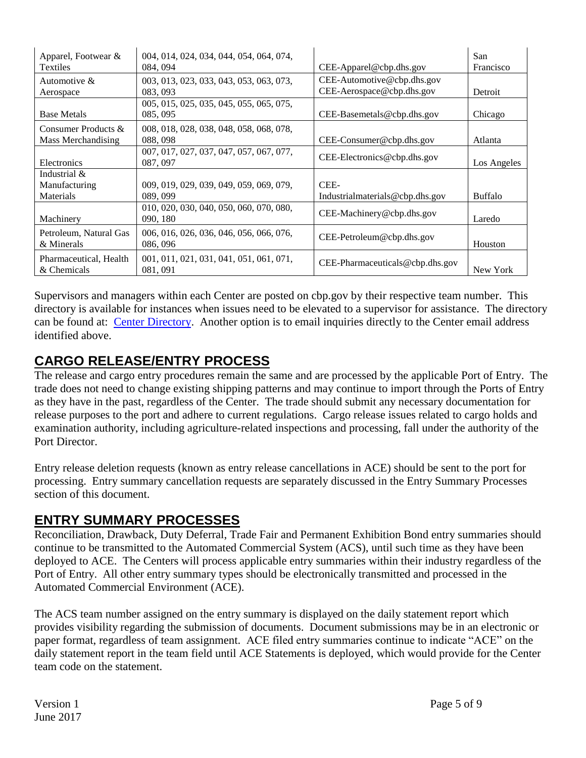| Apparel, Footwear & Textiles | 004, 014, 024, 034, 044, 054, 064, 074, 084, 094 | CEE-Apparel@cbp.dhs.gov | San Francisco |
|---|---|---|---|
| Automotive & Aerospace | 003, 013, 023, 033, 043, 053, 063, 073, 083, 093 | CEE-Automotive@cbp.dhs.gov CEE-Aerospace@cbp.dhs.gov | Detroit |
| Base Metals | 005, 015, 025, 035, 045, 055, 065, 075, 085, 095 | CEE-Basemetals@cbp.dhs.gov | Chicago |
| Consumer Products & Mass Merchandising | 008, 018, 028, 038, 048, 058, 068, 078, 088, 098 | CEE-Consumer@cbp.dhs.gov | Atlanta |
| Electronics | 007, 017, 027, 037, 047, 057, 067, 077, 087, 097 | CEE-Electronics@cbp.dhs.gov | Los Angeles |
| Industrial & Manufacturing Materials | 009, 019, 029, 039, 049, 059, 069, 079, 089, 099 | CEE-Industrialmaterials@cbp.dhs.gov | Buffalo |
| Machinery | 010, 020, 030, 040, 050, 060, 070, 080, 090, 180 | CEE-Machinery@cbp.dhs.gov | Laredo |
| Petroleum, Natural Gas & Minerals | 006, 016, 026, 036, 046, 056, 066, 076, 086, 096 | CEE-Petroleum@cbp.dhs.gov | Houston |
| Pharmaceutical, Health & Chemicals | 001, 011, 021, 031, 041, 051, 061, 071, 081, 091 | CEE-Pharmaceuticals@cbp.dhs.gov | New York |

Supervisors and managers within each Center are posted on cbp.gov by their respective team number. This directory is available for instances when issues need to be elevated to a supervisor for assistance. The directory can be found at: Center Directory. Another option is to email inquiries directly to the Center email address identified above.

## CARGO RELEASE/ENTRY PROCESS

The release and cargo entry procedures remain the same and are processed by the applicable Port of Entry. The trade does not need to change existing shipping patterns and may continue to import through the Ports of Entry as they have in the past, regardless of the Center. The trade should submit any necessary documentation for release purposes to the port and adhere to current regulations. Cargo release issues related to cargo holds and examination authority, including agriculture-related inspections and processing, fall under the authority of the Port Director.

Entry release deletion requests (known as entry release cancellations in ACE) should be sent to the port for processing. Entry summary cancellation requests are separately discussed in the Entry Summary Processes section of this document.

## ENTRY SUMMARY PROCESSES

Reconciliation, Drawback, Duty Deferral, Trade Fair and Permanent Exhibition Bond entry summaries should continue to be transmitted to the Automated Commercial System (ACS), until such time as they have been deployed to ACE. The Centers will process applicable entry summaries within their industry regardless of the Port of Entry. All other entry summary types should be electronically transmitted and processed in the Automated Commercial Environment (ACE).

The ACS team number assigned on the entry summary is displayed on the daily statement report which provides visibility regarding the submission of documents. Document submissions may be in an electronic or paper format, regardless of team assignment. ACE filed entry summaries continue to indicate "ACE" on the daily statement report in the team field until ACE Statements is deployed, which would provide for the Center team code on the statement.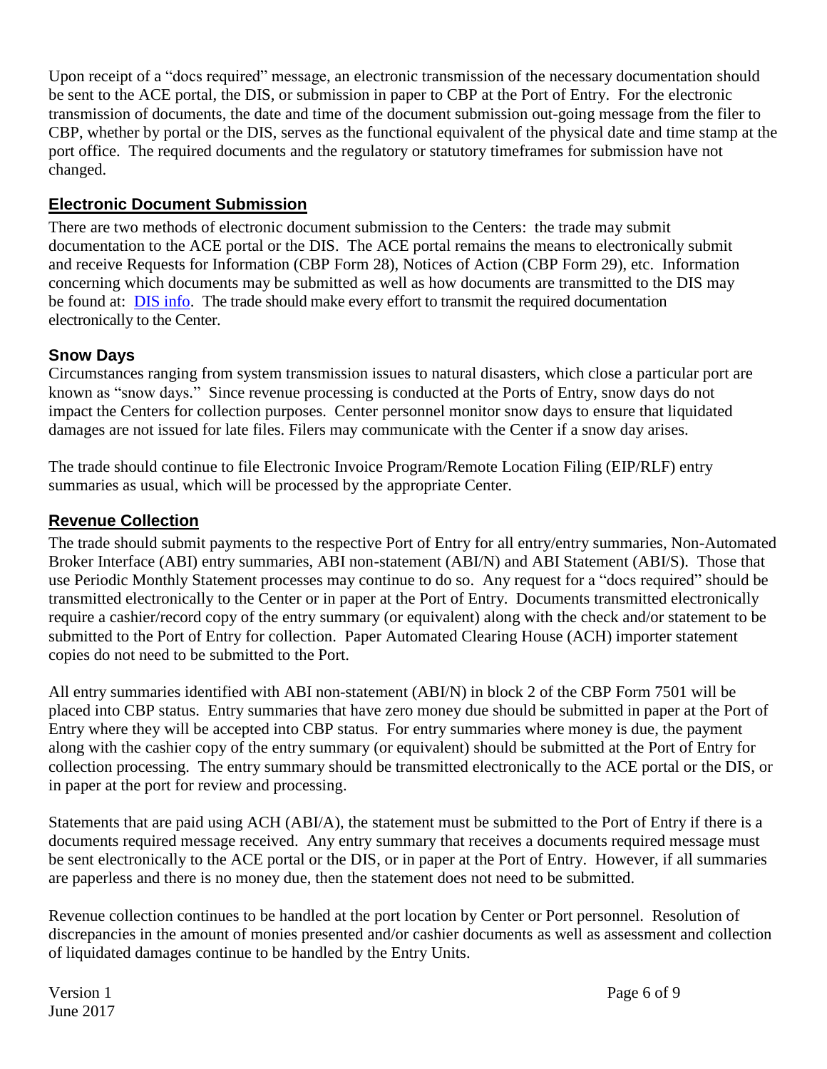Upon receipt of a "docs required" message, an electronic transmission of the necessary documentation should be sent to the ACE portal, the DIS, or submission in paper to CBP at the Port of Entry. For the electronic transmission of documents, the date and time of the document submission out-going message from the filer to CBP, whether by portal or the DIS, serves as the functional equivalent of the physical date and time stamp at the port office. The required documents and the regulatory or statutory timeframes for submission have not changed.

## Electronic Document Submission

There are two methods of electronic document submission to the Centers: the trade may submit documentation to the ACE portal or the DIS. The ACE portal remains the means to electronically submit and receive Requests for Information (CBP Form 28), Notices of Action (CBP Form 29), etc. Information concerning which documents may be submitted as well as how documents are transmitted to the DIS may be found at: DIS info. The trade should make every effort to transmit the required documentation electronically to the Center.

### Snow Days

Circumstances ranging from system transmission issues to natural disasters, which close a particular port are known as "snow days." Since revenue processing is conducted at the Ports of Entry, snow days do not impact the Centers for collection purposes. Center personnel monitor snow days to ensure that liquidated damages are not issued for late files. Filers may communicate with the Center if a snow day arises.

The trade should continue to file Electronic Invoice Program/Remote Location Filing (EIP/RLF) entry summaries as usual, which will be processed by the appropriate Center.

## Revenue Collection

The trade should submit payments to the respective Port of Entry for all entry/entry summaries, Non-Automated Broker Interface (ABI) entry summaries, ABI non-statement (ABI/N) and ABI Statement (ABI/S). Those that use Periodic Monthly Statement processes may continue to do so. Any request for a "docs required" should be transmitted electronically to the Center or in paper at the Port of Entry. Documents transmitted electronically require a cashier/record copy of the entry summary (or equivalent) along with the check and/or statement to be submitted to the Port of Entry for collection. Paper Automated Clearing House (ACH) importer statement copies do not need to be submitted to the Port.

All entry summaries identified with ABI non-statement (ABI/N) in block 2 of the CBP Form 7501 will be placed into CBP status. Entry summaries that have zero money due should be submitted in paper at the Port of Entry where they will be accepted into CBP status. For entry summaries where money is due, the payment along with the cashier copy of the entry summary (or equivalent) should be submitted at the Port of Entry for collection processing. The entry summary should be transmitted electronically to the ACE portal or the DIS, or in paper at the port for review and processing.

Statements that are paid using ACH (ABI/A), the statement must be submitted to the Port of Entry if there is a documents required message received. Any entry summary that receives a documents required message must be sent electronically to the ACE portal or the DIS, or in paper at the Port of Entry. However, if all summaries are paperless and there is no money due, then the statement does not need to be submitted.

Revenue collection continues to be handled at the port location by Center or Port personnel. Resolution of discrepancies in the amount of monies presented and/or cashier documents as well as assessment and collection of liquidated damages continue to be handled by the Entry Units.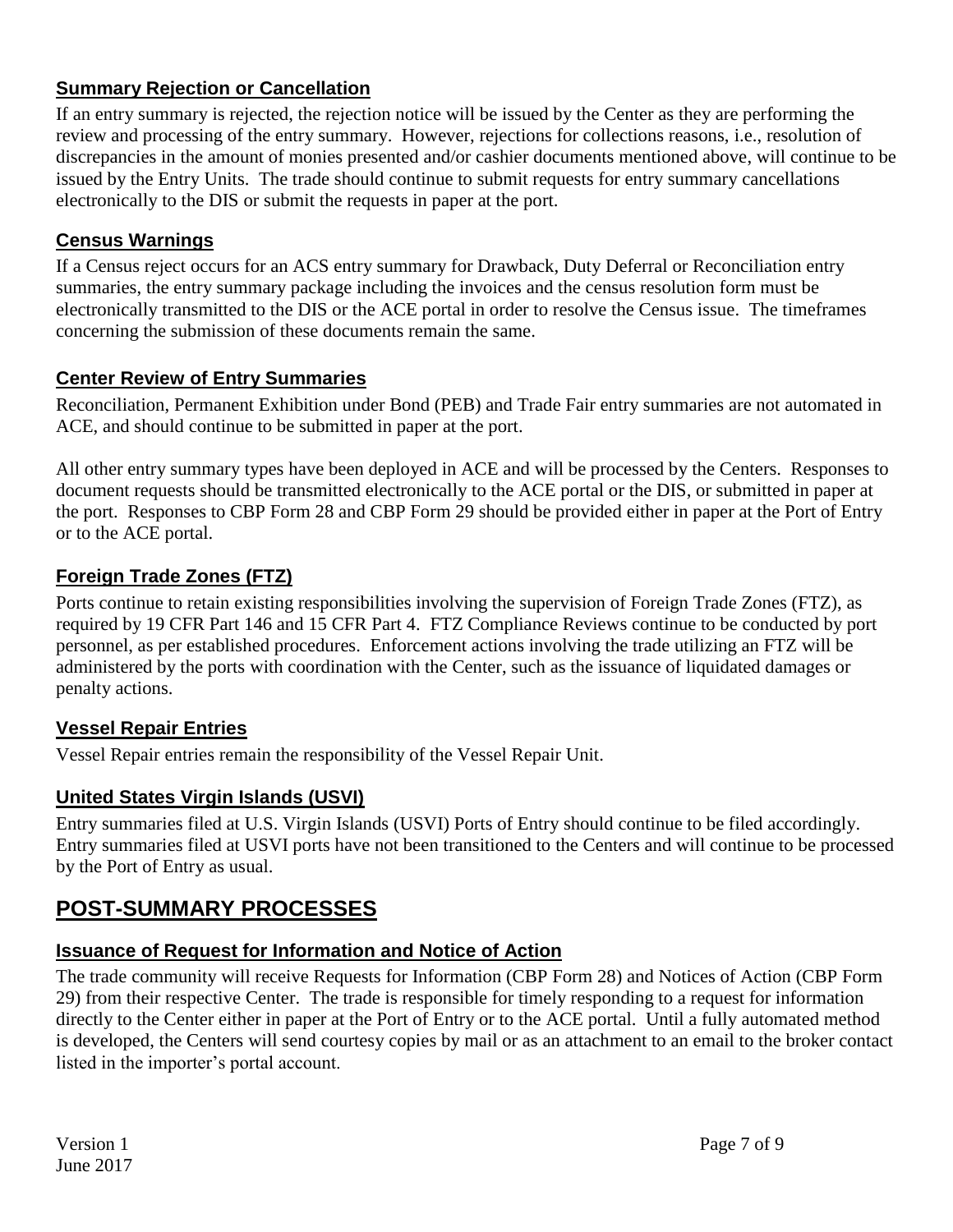### Summary Rejection or Cancellation

If an entry summary is rejected, the rejection notice will be issued by the Center as they are performing the review and processing of the entry summary. However, rejections for collections reasons, i.e., resolution of discrepancies in the amount of monies presented and/or cashier documents mentioned above, will continue to be issued by the Entry Units. The trade should continue to submit requests for entry summary cancellations electronically to the DIS or submit the requests in paper at the port.

### Census Warnings

If a Census reject occurs for an ACS entry summary for Drawback, Duty Deferral or Reconciliation entry summaries, the entry summary package including the invoices and the census resolution form must be electronically transmitted to the DIS or the ACE portal in order to resolve the Census issue. The timeframes concerning the submission of these documents remain the same.

### Center Review of Entry Summaries

Reconciliation, Permanent Exhibition under Bond (PEB) and Trade Fair entry summaries are not automated in ACE, and should continue to be submitted in paper at the port.

All other entry summary types have been deployed in ACE and will be processed by the Centers. Responses to document requests should be transmitted electronically to the ACE portal or the DIS, or submitted in paper at the port. Responses to CBP Form 28 and CBP Form 29 should be provided either in paper at the Port of Entry or to the ACE portal.

### Foreign Trade Zones (FTZ)

Ports continue to retain existing responsibilities involving the supervision of Foreign Trade Zones (FTZ), as required by 19 CFR Part 146 and 15 CFR Part 4. FTZ Compliance Reviews continue to be conducted by port personnel, as per established procedures. Enforcement actions involving the trade utilizing an FTZ will be administered by the ports with coordination with the Center, such as the issuance of liquidated damages or penalty actions.

### Vessel Repair Entries

Vessel Repair entries remain the responsibility of the Vessel Repair Unit.

### United States Virgin Islands (USVI)

Entry summaries filed at U.S. Virgin Islands (USVI) Ports of Entry should continue to be filed accordingly. Entry summaries filed at USVI ports have not been transitioned to the Centers and will continue to be processed by the Port of Entry as usual.

## POST-SUMMARY PROCESSES

### Issuance of Request for Information and Notice of Action

The trade community will receive Requests for Information (CBP Form 28) and Notices of Action (CBP Form 29) from their respective Center. The trade is responsible for timely responding to a request for information directly to the Center either in paper at the Port of Entry or to the ACE portal. Until a fully automated method is developed, the Centers will send courtesy copies by mail or as an attachment to an email to the broker contact listed in the importer's portal account.

Version 1
June 2017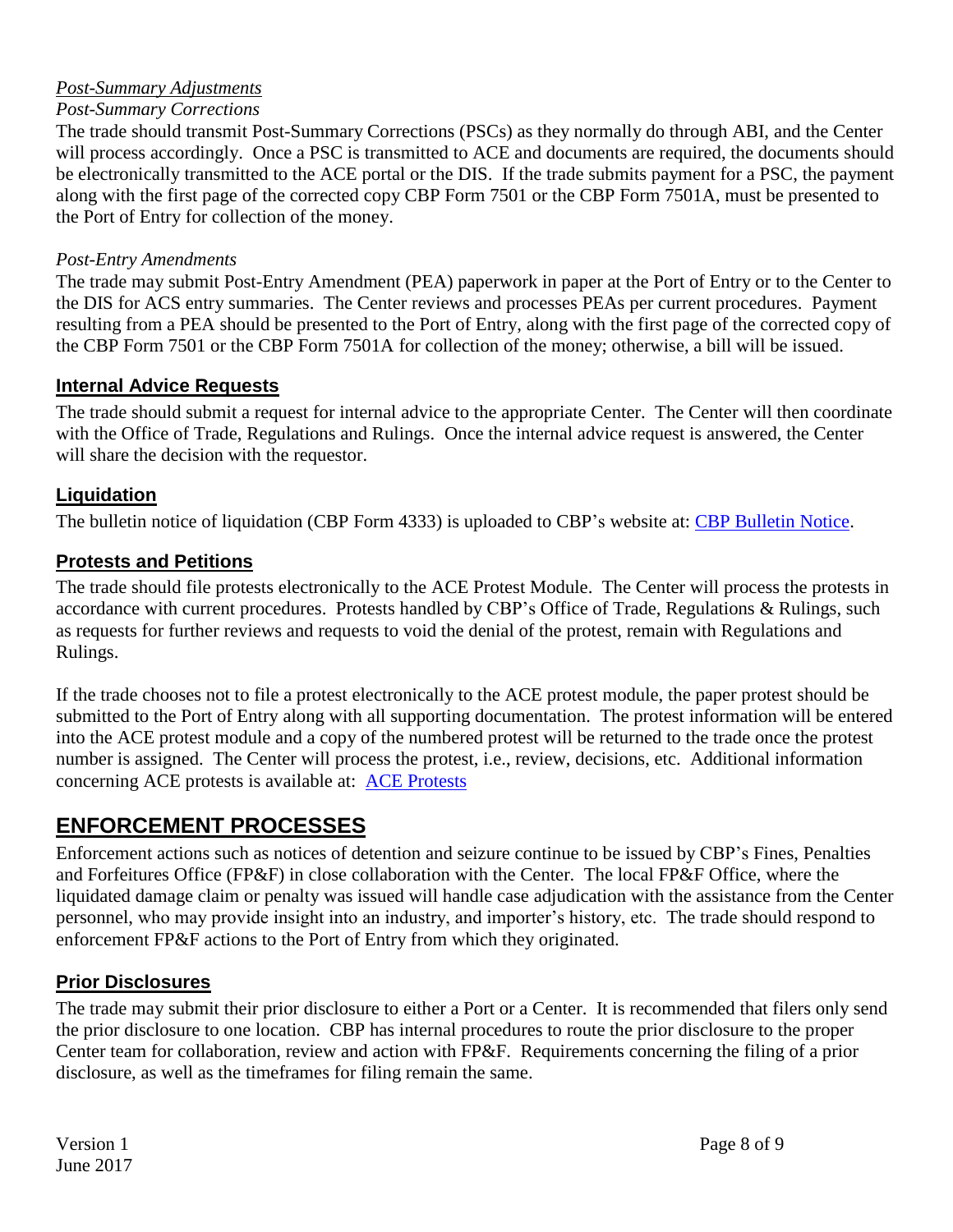*Post-Summary Adjustments*

*Post-Summary Corrections*

The trade should transmit Post-Summary Corrections (PSCs) as they normally do through ABI, and the Center will process accordingly. Once a PSC is transmitted to ACE and documents are required, the documents should be electronically transmitted to the ACE portal or the DIS. If the trade submits payment for a PSC, the payment along with the first page of the corrected copy CBP Form 7501 or the CBP Form 7501A, must be presented to the Port of Entry for collection of the money.

*Post-Entry Amendments*

The trade may submit Post-Entry Amendment (PEA) paperwork in paper at the Port of Entry or to the Center to the DIS for ACS entry summaries. The Center reviews and processes PEAs per current procedures. Payment resulting from a PEA should be presented to the Port of Entry, along with the first page of the corrected copy of the CBP Form 7501 or the CBP Form 7501A for collection of the money; otherwise, a bill will be issued.

### Internal Advice Requests

The trade should submit a request for internal advice to the appropriate Center. The Center will then coordinate with the Office of Trade, Regulations and Rulings. Once the internal advice request is answered, the Center will share the decision with the requestor.

### Liquidation

The bulletin notice of liquidation (CBP Form 4333) is uploaded to CBP's website at: CBP Bulletin Notice.

### Protests and Petitions

The trade should file protests electronically to the ACE Protest Module. The Center will process the protests in accordance with current procedures. Protests handled by CBP's Office of Trade, Regulations & Rulings, such as requests for further reviews and requests to void the denial of the protest, remain with Regulations and Rulings.

If the trade chooses not to file a protest electronically to the ACE protest module, the paper protest should be submitted to the Port of Entry along with all supporting documentation. The protest information will be entered into the ACE protest module and a copy of the numbered protest will be returned to the trade once the protest number is assigned. The Center will process the protest, i.e., review, decisions, etc. Additional information concerning ACE protests is available at: ACE Protests

## ENFORCEMENT PROCESSES

Enforcement actions such as notices of detention and seizure continue to be issued by CBP's Fines, Penalties and Forfeitures Office (FP&F) in close collaboration with the Center. The local FP&F Office, where the liquidated damage claim or penalty was issued will handle case adjudication with the assistance from the Center personnel, who may provide insight into an industry, and importer's history, etc. The trade should respond to enforcement FP&F actions to the Port of Entry from which they originated.

### Prior Disclosures

The trade may submit their prior disclosure to either a Port or a Center. It is recommended that filers only send the prior disclosure to one location. CBP has internal procedures to route the prior disclosure to the proper Center team for collaboration, review and action with FP&F. Requirements concerning the filing of a prior disclosure, as well as the timeframes for filing remain the same.

Version 1
June 2017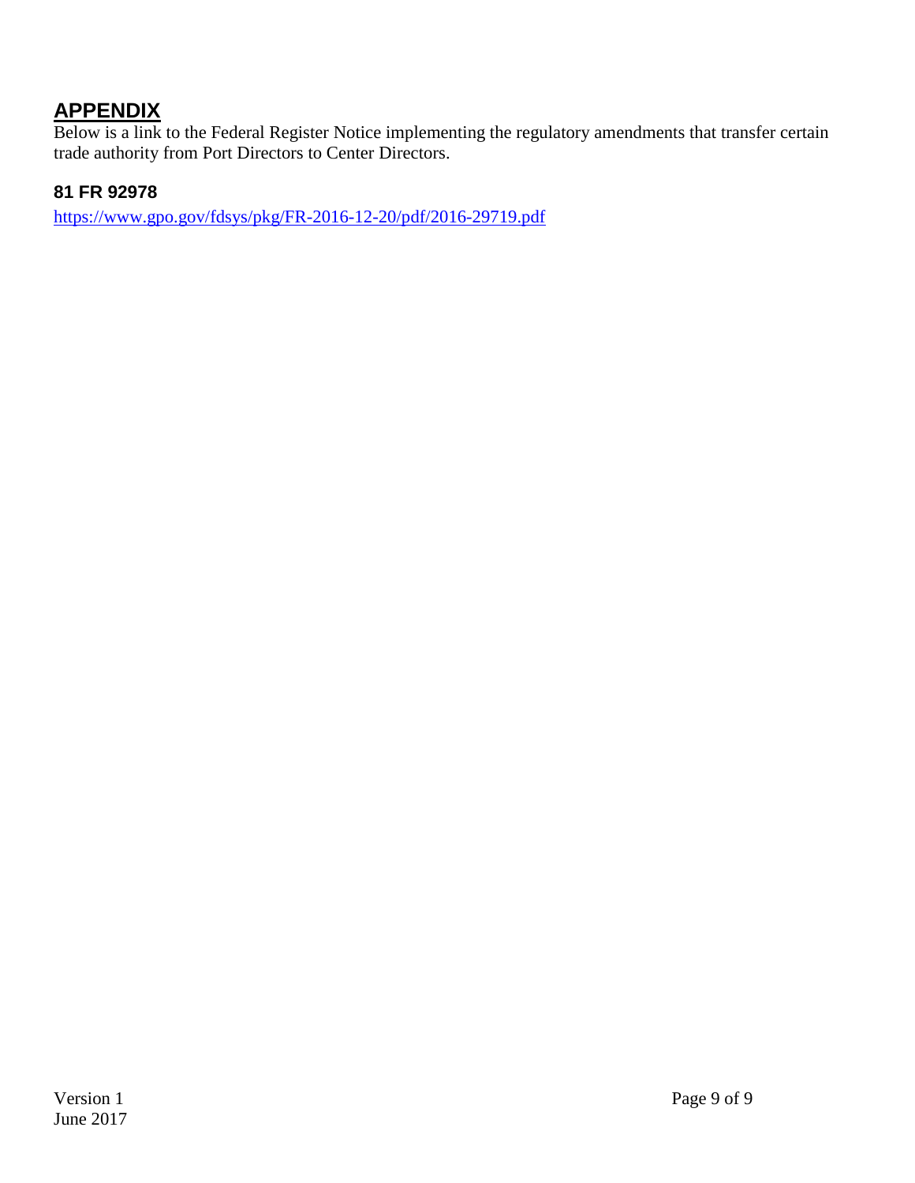## APPENDIX

Below is a link to the Federal Register Notice implementing the regulatory amendments that transfer certain trade authority from Port Directors to Center Directors.

### 81 FR 92978

https://www.gpo.gov/fdsys/pkg/FR-2016-12-20/pdf/2016-29719.pdf

Version 1
June 2017